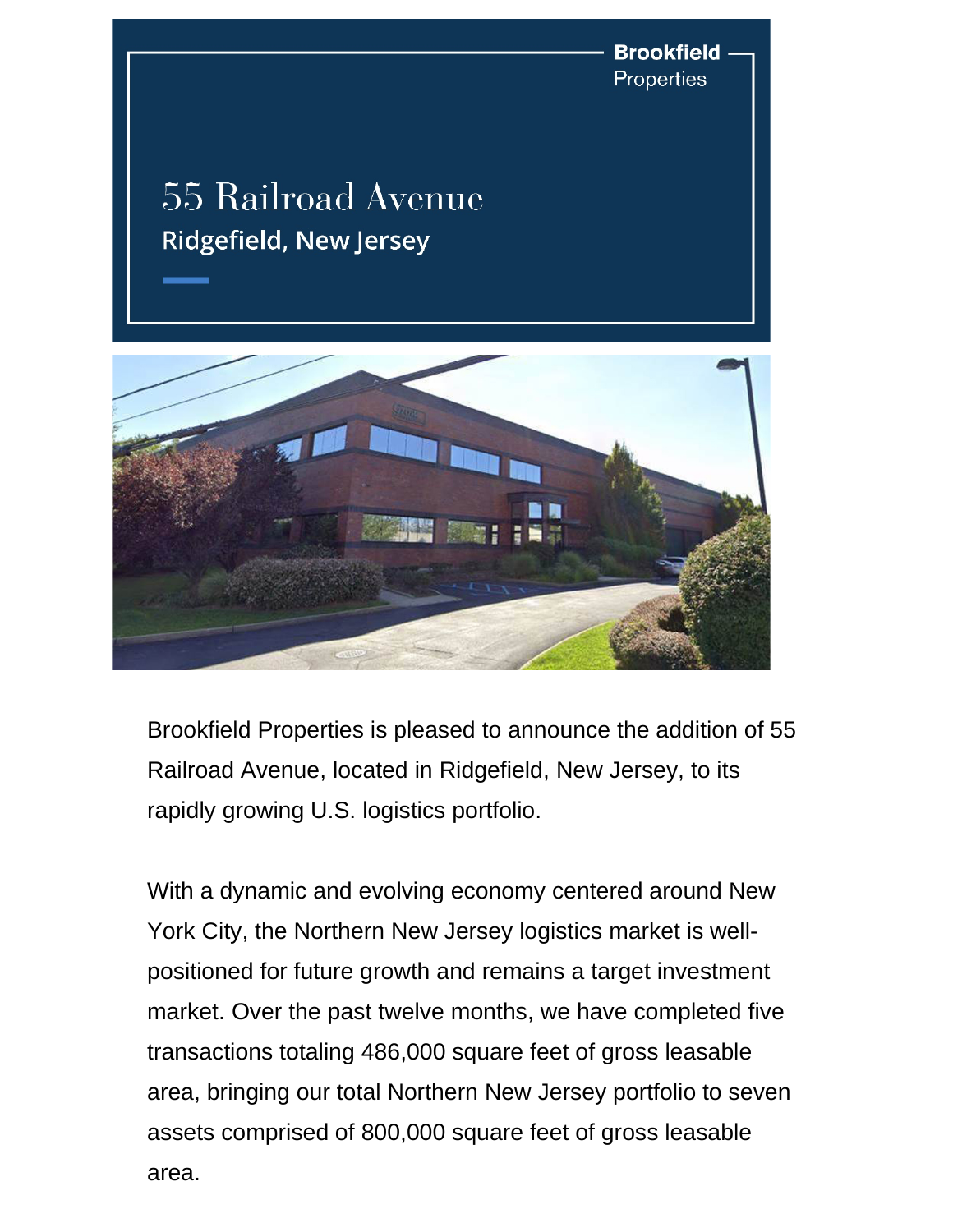Brookfield Properties

# 55 Railroad Avenue

## Ridgefield, New Jersey

Brookfield Properties is pleased to announce the addition of 55 Railroad Avenue, located in Ridgefield, New Jersey, to its rapidly growing U.S. logistics portfolio.

With a dynamic and evolving economy centered around New York City, the Northern New Jersey logistics market is well-positioned for future growth and remains a target investment market. Over the past twelve months, we have completed five transactions totaling 486,000 square feet of gross leasable area, bringing our total Northern New Jersey portfolio to seven assets comprised of 800,000 square feet of gross leasable area.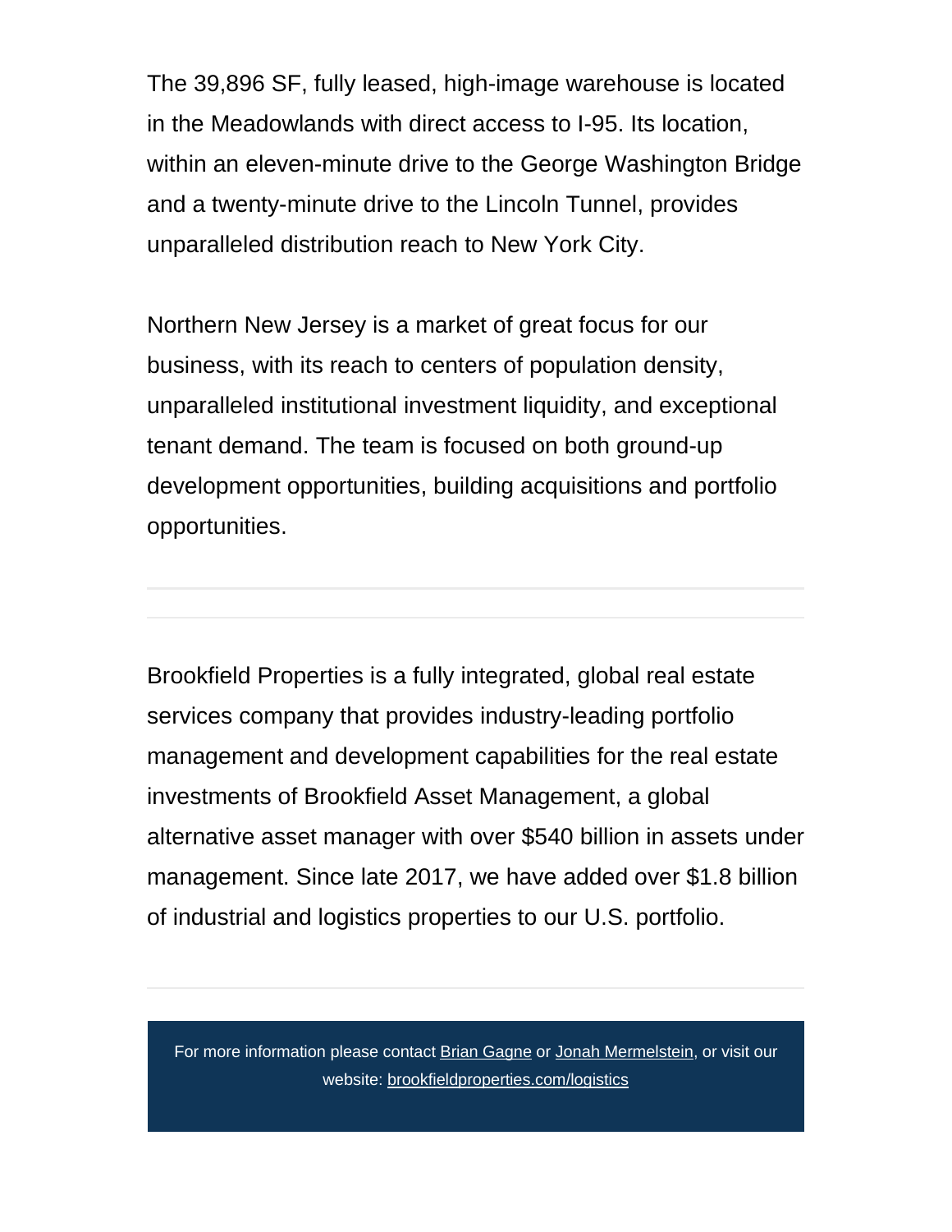The 39,896 SF, fully leased, high-image warehouse is located in the Meadowlands with direct access to I-95. Its location, within an eleven-minute drive to the George Washington Bridge and a twenty-minute drive to the Lincoln Tunnel, provides unparalleled distribution reach to New York City.

Northern New Jersey is a market of great focus for our business, with its reach to centers of population density, unparalleled institutional investment liquidity, and exceptional tenant demand. The team is focused on both ground-up development opportunities, building acquisitions and portfolio opportunities.

---

Brookfield Properties is a fully integrated, global real estate services company that provides industry-leading portfolio management and development capabilities for the real estate investments of Brookfield Asset Management, a global alternative asset manager with over $540 billion in assets under management. Since late 2017, we have added over $1.8 billion of industrial and logistics properties to our U.S. portfolio.

---

For more information please contact Brian Gagne or Jonah Mermelstein, or visit our website: brookfieldproperties.com/logistics